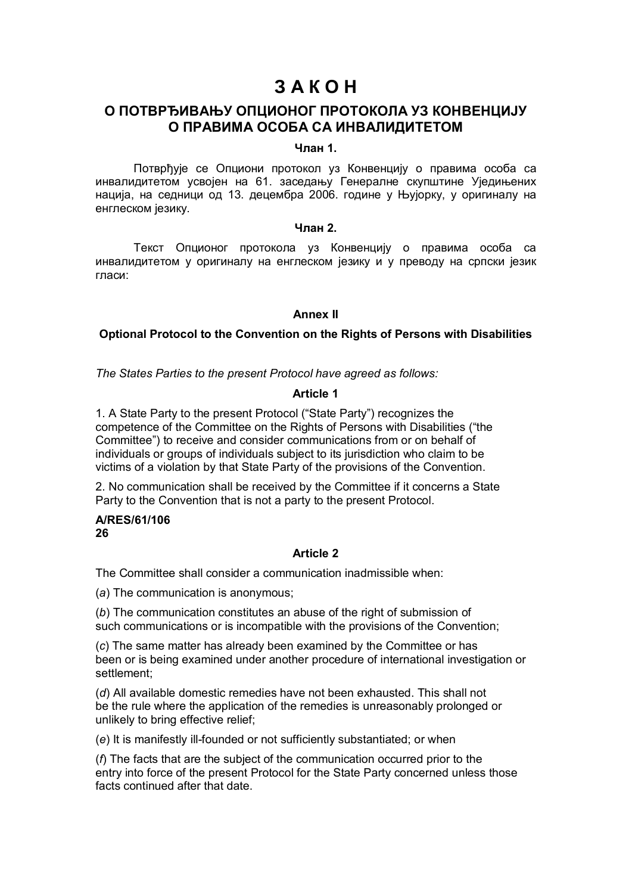# З А К О Н

## О ПОТВРЂИВАЊУ ОПЦИОНОГ ПРОТОКОЛА УЗ КОНВЕНЦИЈУ О ПРАВИМА ОСОБА СА ИНВАЛИДИТЕТОМ

### Члан 1.

Потврђује се Опциони протокол уз Конвенцију о правима особа са инвалидитетом усвојен на 61. заседању Генералне скупштине Уједињених нација, на седници од 13. децембра 2006. године у Њујорку, у оригиналу на енглеском језику.

### Члан 2.

Текст Опционог протокола уз Конвенцију о правима особа са инвалидитетом у оригиналу на енглеском језику и у преводу на српски језик гласи:

### Annex II

### Optional Protocol to the Convention on the Rights of Persons with Disabilities

*The States Parties to the present Protocol have agreed as follows:*

### Article 1

1. A State Party to the present Protocol ("State Party") recognizes the competence of the Committee on the Rights of Persons with Disabilities ("the Committee") to receive and consider communications from or on behalf of individuals or groups of individuals subject to its jurisdiction who claim to be victims of a violation by that State Party of the provisions of the Convention.

2. No communication shall be received by the Committee if it concerns a State Party to the Convention that is not a party to the present Protocol.

**A/RES/61/106**
**26**

### Article 2

The Committee shall consider a communication inadmissible when:

(*a*) The communication is anonymous;

(*b*) The communication constitutes an abuse of the right of submission of such communications or is incompatible with the provisions of the Convention;

(*c*) The same matter has already been examined by the Committee or has been or is being examined under another procedure of international investigation or settlement;

(*d*) All available domestic remedies have not been exhausted. This shall not be the rule where the application of the remedies is unreasonably prolonged or unlikely to bring effective relief;

(*e*) It is manifestly ill-founded or not sufficiently substantiated; or when

(*f*) The facts that are the subject of the communication occurred prior to the entry into force of the present Protocol for the State Party concerned unless those facts continued after that date.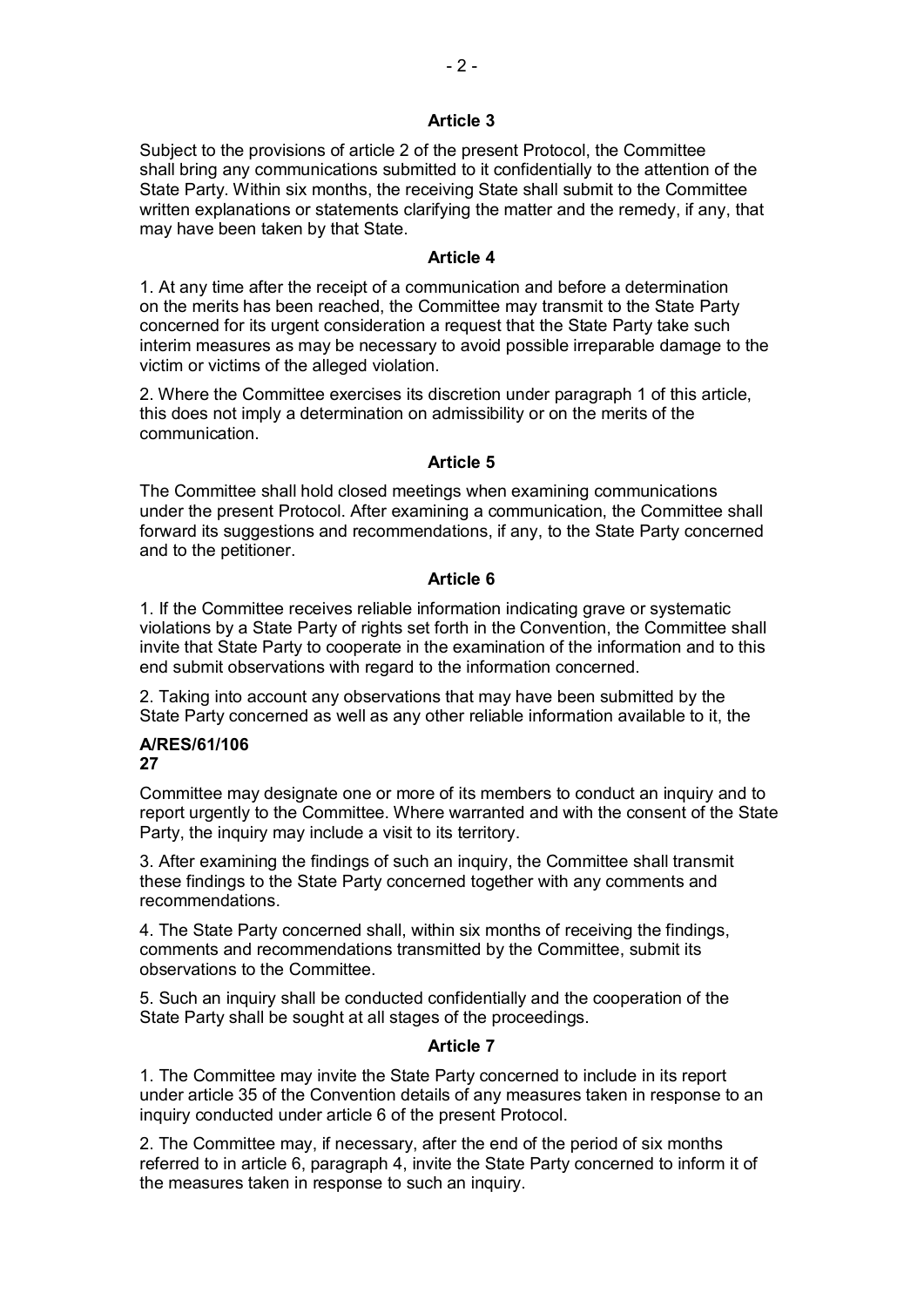### Article 3

Subject to the provisions of article 2 of the present Protocol, the Committee shall bring any communications submitted to it confidentially to the attention of the State Party. Within six months, the receiving State shall submit to the Committee written explanations or statements clarifying the matter and the remedy, if any, that may have been taken by that State.

### Article 4

1. At any time after the receipt of a communication and before a determination on the merits has been reached, the Committee may transmit to the State Party concerned for its urgent consideration a request that the State Party take such interim measures as may be necessary to avoid possible irreparable damage to the victim or victims of the alleged violation.

2. Where the Committee exercises its discretion under paragraph 1 of this article, this does not imply a determination on admissibility or on the merits of the communication.

### Article 5

The Committee shall hold closed meetings when examining communications under the present Protocol. After examining a communication, the Committee shall forward its suggestions and recommendations, if any, to the State Party concerned and to the petitioner.

### Article 6

1. If the Committee receives reliable information indicating grave or systematic violations by a State Party of rights set forth in the Convention, the Committee shall invite that State Party to cooperate in the examination of the information and to this end submit observations with regard to the information concerned.

2. Taking into account any observations that may have been submitted by the State Party concerned as well as any other reliable information available to it, the Committee may designate one or more of its members to conduct an inquiry and to report urgently to the Committee. Where warranted and with the consent of the State Party, the inquiry may include a visit to its territory.

3. After examining the findings of such an inquiry, the Committee shall transmit these findings to the State Party concerned together with any comments and recommendations.

4. The State Party concerned shall, within six months of receiving the findings, comments and recommendations transmitted by the Committee, submit its observations to the Committee.

5. Such an inquiry shall be conducted confidentially and the cooperation of the State Party shall be sought at all stages of the proceedings.

### Article 7

1. The Committee may invite the State Party concerned to include in its report under article 35 of the Convention details of any measures taken in response to an inquiry conducted under article 6 of the present Protocol.

2. The Committee may, if necessary, after the end of the period of six months referred to in article 6, paragraph 4, invite the State Party concerned to inform it of the measures taken in response to such an inquiry.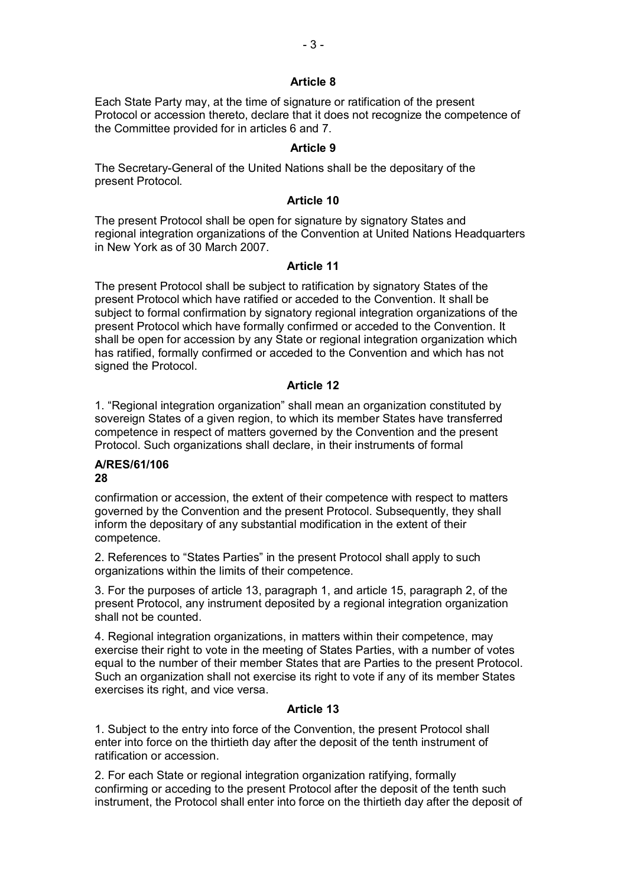### Article 8

Each State Party may, at the time of signature or ratification of the present Protocol or accession thereto, declare that it does not recognize the competence of the Committee provided for in articles 6 and 7.

### Article 9

The Secretary-General of the United Nations shall be the depositary of the present Protocol.

### Article 10

The present Protocol shall be open for signature by signatory States and regional integration organizations of the Convention at United Nations Headquarters in New York as of 30 March 2007.

### Article 11

The present Protocol shall be subject to ratification by signatory States of the present Protocol which have ratified or acceded to the Convention. It shall be subject to formal confirmation by signatory regional integration organizations of the present Protocol which have formally confirmed or acceded to the Convention. It shall be open for accession by any State or regional integration organization which has ratified, formally confirmed or acceded to the Convention and which has not signed the Protocol.

### Article 12

1. "Regional integration organization" shall mean an organization constituted by sovereign States of a given region, to which its member States have transferred competence in respect of matters governed by the Convention and the present Protocol. Such organizations shall declare, in their instruments of formal confirmation or accession, the extent of their competence with respect to matters governed by the Convention and the present Protocol. Subsequently, they shall inform the depositary of any substantial modification in the extent of their competence.

2. References to "States Parties" in the present Protocol shall apply to such organizations within the limits of their competence.

3. For the purposes of article 13, paragraph 1, and article 15, paragraph 2, of the present Protocol, any instrument deposited by a regional integration organization shall not be counted.

4. Regional integration organizations, in matters within their competence, may exercise their right to vote in the meeting of States Parties, with a number of votes equal to the number of their member States that are Parties to the present Protocol. Such an organization shall not exercise its right to vote if any of its member States exercises its right, and vice versa.

### Article 13

1. Subject to the entry into force of the Convention, the present Protocol shall enter into force on the thirtieth day after the deposit of the tenth instrument of ratification or accession.

2. For each State or regional integration organization ratifying, formally confirming or acceding to the present Protocol after the deposit of the tenth such instrument, the Protocol shall enter into force on the thirtieth day after the deposit of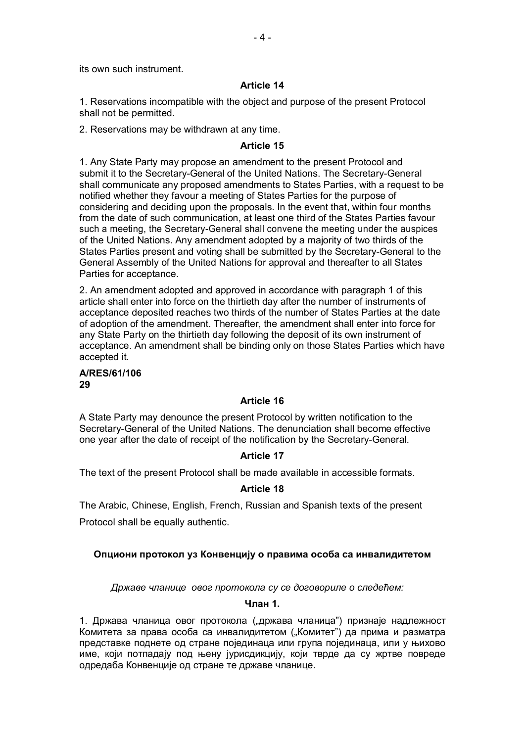its own such instrument.

### Article 14

1. Reservations incompatible with the object and purpose of the present Protocol shall not be permitted.

2. Reservations may be withdrawn at any time.

### Article 15

1. Any State Party may propose an amendment to the present Protocol and submit it to the Secretary-General of the United Nations. The Secretary-General shall communicate any proposed amendments to States Parties, with a request to be notified whether they favour a meeting of States Parties for the purpose of considering and deciding upon the proposals. In the event that, within four months from the date of such communication, at least one third of the States Parties favour such a meeting, the Secretary-General shall convene the meeting under the auspices of the United Nations. Any amendment adopted by a majority of two thirds of the States Parties present and voting shall be submitted by the Secretary-General to the General Assembly of the United Nations for approval and thereafter to all States Parties for acceptance.

2. An amendment adopted and approved in accordance with paragraph 1 of this article shall enter into force on the thirtieth day after the number of instruments of acceptance deposited reaches two thirds of the number of States Parties at the date of adoption of the amendment. Thereafter, the amendment shall enter into force for any State Party on the thirtieth day following the deposit of its own instrument of acceptance. An amendment shall be binding only on those States Parties which have accepted it.

**A/RES/61/106**
**29**

### Article 16

A State Party may denounce the present Protocol by written notification to the Secretary-General of the United Nations. The denunciation shall become effective one year after the date of receipt of the notification by the Secretary-General.

### Article 17

The text of the present Protocol shall be made available in accessible formats.

### Article 18

The Arabic, Chinese, English, French, Russian and Spanish texts of the present Protocol shall be equally authentic.

## Опциони протокол уз Конвенцију о правима особа са инвалидитетом

*Државе чланице овог протокола су се договориле о следећем:*

### Члан 1.

1. Држава чланица овог протокола („држава чланица") признаје надлежност Комитета за права особа са инвалидитетом („Комитет") да прима и разматра представке поднете од стране појединаца или група појединаца, или у њихово име, који потпадају под њену јурисдикцију, који тврде да су жртве повреде одредаба Конвенције од стране те државе чланице.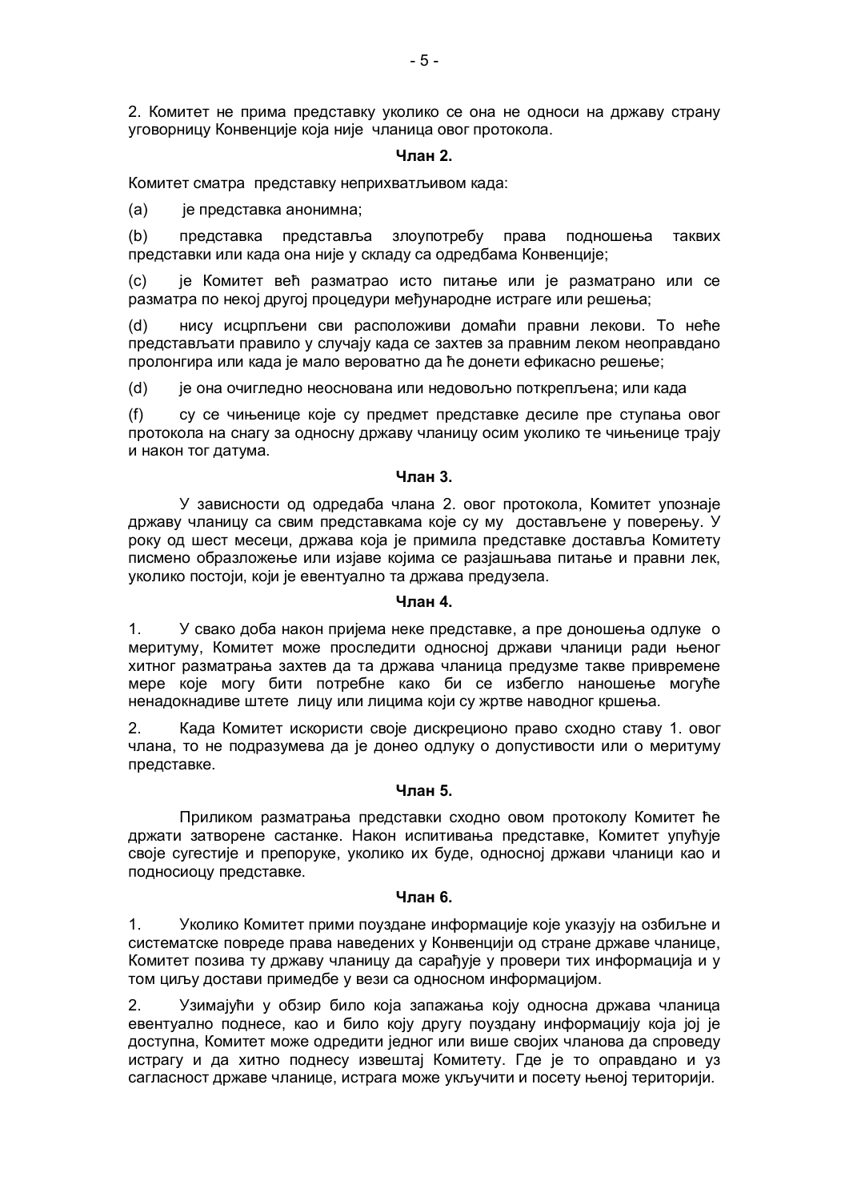2. Комитет не прима представку уколико се она не односи на државу страну уговорницу Конвенције која није чланица овог протокола.

**Члан 2.**

Комитет сматра представку неприхватљивом када:

(a) је представка анонимна;

(b) представка представља злоупотребу права подношења таквих представки или када она није у складу са одредбама Конвенције;

(c) је Комитет већ разматрао исто питање или је разматрано или се разматра по некој другој процедури међународне истраге или решења;

(d) нису исцрпљени сви расположиви домаћи правни лекови. То неће представљати правило у случају када се захтев за правним леком неоправдано пролонгира или када је мало вероватно да ће донети ефикасно решење;

(d) је она очигледно неоснована или недовољно поткрепљена; или када

(f) су се чињенице које су предмет представке десиле пре ступања овог протокола на снагу за односну државу чланицу осим уколико те чињенице трају и након тог датума.

**Члан 3.**

У зависности од одредаба члана 2. овог протокола, Комитет упознаје државу чланицу са свим представкама које су му достављене у поверењу. У року од шест месеци, држава која је примила представке доставља Комитету писмено образложење или изјаве којима се разјашњава питање и правни лек, уколико постоји, који је евентуално та држава предузела.

**Члан 4.**

1. У свако доба након пријема неке представке, а пре доношења одлуке о меритуму, Комитет може проследити односној држави чланици ради њеног хитног разматрања захтев да та држава чланица предузме такве привремене мере које могу бити потребне како би се избегло наношење могуће ненадокнадиве штете лицу или лицима који су жртве наводног кршења.

2. Када Комитет искористи своје дискреционо право сходно ставу 1. овог члана, то не подразумева да је донео одлуку о допустивости или о меритуму представке.

**Члан 5.**

Приликом разматрања представки сходно овом протоколу Комитет ће држати затворене састанке. Након испитивања представке, Комитет упућује своје сугестије и препоруке, уколико их буде, односној држави чланици као и подносиоцу представке.

**Члан 6.**

1. Уколико Комитет прими поуздане информације које указују на озбиљне и систематске повреде права наведених у Конвенцији од стране државе чланице, Комитет позива ту државу чланицу да сарађује у провери тих информација и у том циљу достави примедбе у вези са односном информацијом.

2. Узимајући у обзир било која запажања коју односна држава чланица евентуално поднесе, као и било коју другу поуздану информацију која јој је доступна, Комитет може одредити једног или више својих чланова да спроведу истрагу и да хитно поднесу извештај Комитету. Где је то оправдано и уз сагласност државе чланице, истрага може укључити и посету њеној територији.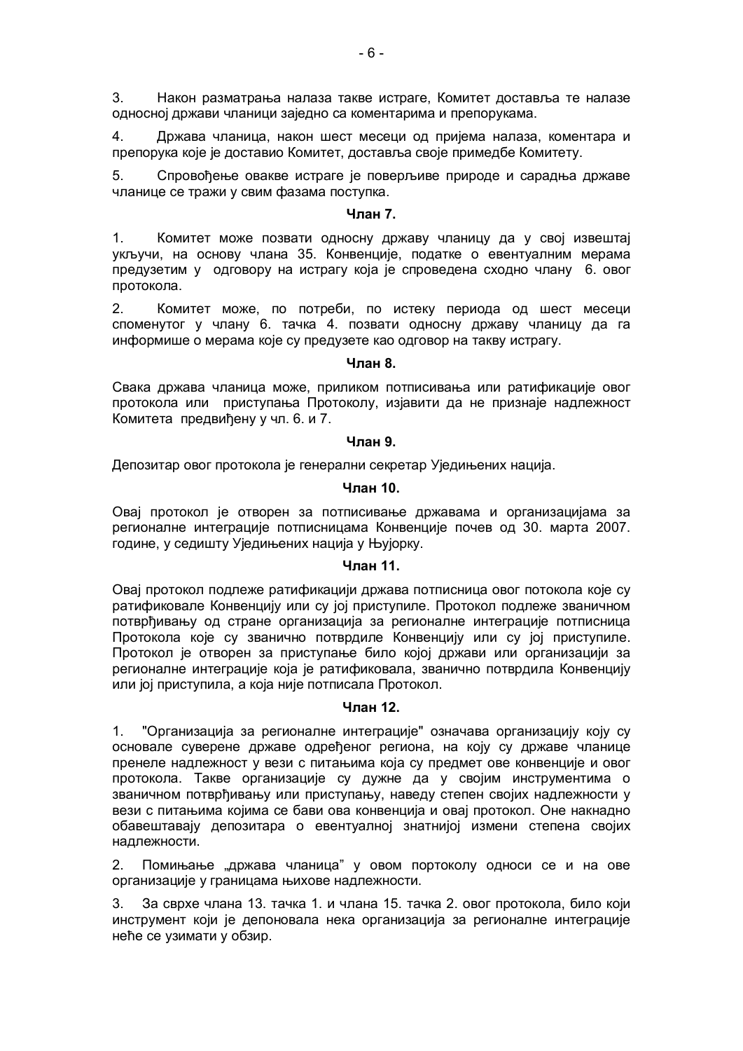3. Након разматрања налаза такве истраге, Комитет доставља те налазе односној држави чланици заједно са коментарима и препорукама.

4. Држава чланица, након шест месеци од пријема налаза, коментара и препорука које је доставио Комитет, доставља своје примедбе Комитету.

5. Спровођење овакве истраге је поверљиве природе и сарадња државе чланице се тражи у свим фазама поступка.

**Члан 7.**

1. Комитет може позвати односну државу чланицу да у свој извештај укључи, на основу члана 35. Конвенције, податке о евентуалним мерама предузетим у одговору на истрагу која је спроведена сходно члану 6. овог протокола.

2. Комитет може, по потреби, по истеку периода од шест месеци споменутог у члану 6. тачка 4. позвати односну државу чланицу да га информише о мерама које су предузете као одговор на такву истрагу.

**Члан 8.**

Свака држава чланица може, приликом потписивања или ратификације овог протокола или приступања Протоколу, изјавити да не признаје надлежност Комитета предвиђену у чл. 6. и 7.

**Члан 9.**

Депозитар овог протокола је генерални секретар Уједињених нација.

**Члан 10.**

Овај протокол је отворен за потписивање државама и организацијама за регионалне интеграције потписницама Конвенције почев од 30. марта 2007. године, у седишту Уједињених нација у Њујорку.

**Члан 11.**

Овај протокол подлеже ратификацији држава потписница овог потокола које су ратификовале Конвенцију или су јој приступиле. Протокол подлеже званичном потврђивању од стране организација за регионалне интеграције потписница Протокола које су званично потврдиле Конвенцију или су јој приступиле. Протокол је отворен за приступање било којој држави или организацији за регионалне интеграције која је ратификовала, званично потврдила Конвенцију или јој приступила, а која није потписала Протокол.

**Члан 12.**

1. "Организација за регионалне интеграције" означава организацију коју су основале суверене државе одређеног региона, на коју су државе чланице пренеле надлежност у вези с питањима која су предмет ове конвенције и овог протокола. Такве организације су дужне да у својим инструментима о званичном потврђивању или приступању, наведу степен својих надлежности у вези с питањима којима се бави ова конвенција и овај протокол. Оне накнадно обавештавају депозитара о евентуалној знатнијој измени степена својих надлежности.

2. Помињање „држава чланица" у овом портоколу односи се и на ове организације у границама њихове надлежности.

3. За сврхе члана 13. тачка 1. и члана 15. тачка 2. овог протокола, било који инструмент који је депоновала нека организација за регионалне интеграције неће се узимати у обзир.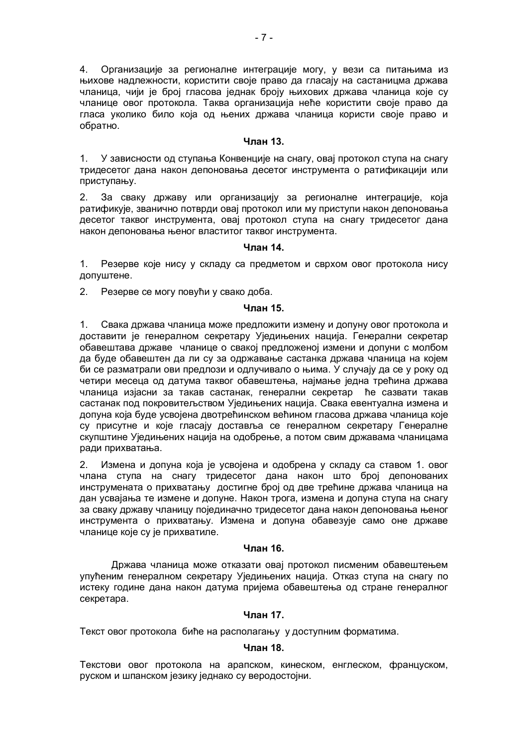4. Организације за регионалне интеграције могу, у вези са питањима из њихове надлежности, користити своје право да гласају на састаницма држава чланица, чији је број гласова једнак броју њихових држава чланица које су чланице овог протокола. Таква организација неће користити своје право да гласа уколико било која од њених држава чланица користи своје право и обратно.

**Члан 13.**

1. У зависности од ступања Конвенције на снагу, овај протокол ступа на снагу тридесетог дана након депоновања десетог инструмента о ратификацији или приступању.

2. За сваку државу или организацију за регионалне интеграције, која ратификује, званично потврди овај протокол или му приступи након депоновања десетог таквог инструмента, овај протокол ступа на снагу тридесетог дана након депоновања њеног властитог таквог инструмента.

**Члан 14.**

1. Резерве које нису у складу са предметом и сврхом овог протокола нису допуштене.

2. Резерве се могу повући у свако доба.

**Члан 15.**

1. Свака држава чланица може предложити измену и допуну овог протокола и доставити је генералном секретару Уједињених нација. Генерални секретар обавештава државе чланице о свакој предложеној измени и допуни с молбом да буде обавештен да ли су за одржавање састанка држава чланица на којем би се разматрали ови предлози и одлучивало о њима. У случају да се у року од четири месеца од датума таквог обавештења, најмање једна трећина држава чланица изјасни за такав састанак, генерални секретар ће сазвати такав састанак под покровитељством Уједињених нација. Свака евентуална измена и допуна која буде усвојена двотрећинском већином гласова држава чланица које су присутне и које гласају доставља се генералном секретару Генералне скупштине Уједињених нација на одобрење, а потом свим државама чланицама ради прихватања.

2. Измена и допуна која је усвојена и одобрена у складу са ставом 1. овог члана ступа на снагу тридесетог дана након што број депонованих инструмената о прихватању достигне број од две трећине држава чланица на дан усвајања те измене и допуне. Након трога, измена и допуна ступа на снагу за сваку државу чланицу појединачно тридесетог дана након депоновања њеног инструмента о прихватању. Измена и допуна обавезује само оне државе чланице које су је прихватиле.

**Члан 16.**

Држава чланица може отказати овај протокол писменим обавештењем упућеним генералном секретару Уједињених нација. Отказ ступа на снагу по истеку године дана након датума пријема обавештења од стране генералног секретара.

**Члан 17.**

Текст овог протокола биће на располагању у доступним форматима.

**Члан 18.**

Текстови овог протокола на арапском, кинеском, енглеском, француском, руском и шпанском језику једнако су веродостојни.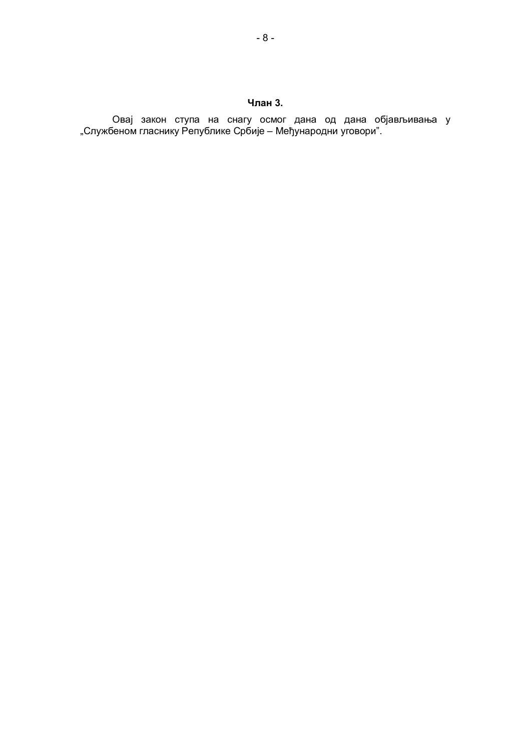**Члан 3.**

Овај закон ступа на снагу осмог дана од дана објављивања у „Службеном гласнику Републике Србије – Међународни уговори”.